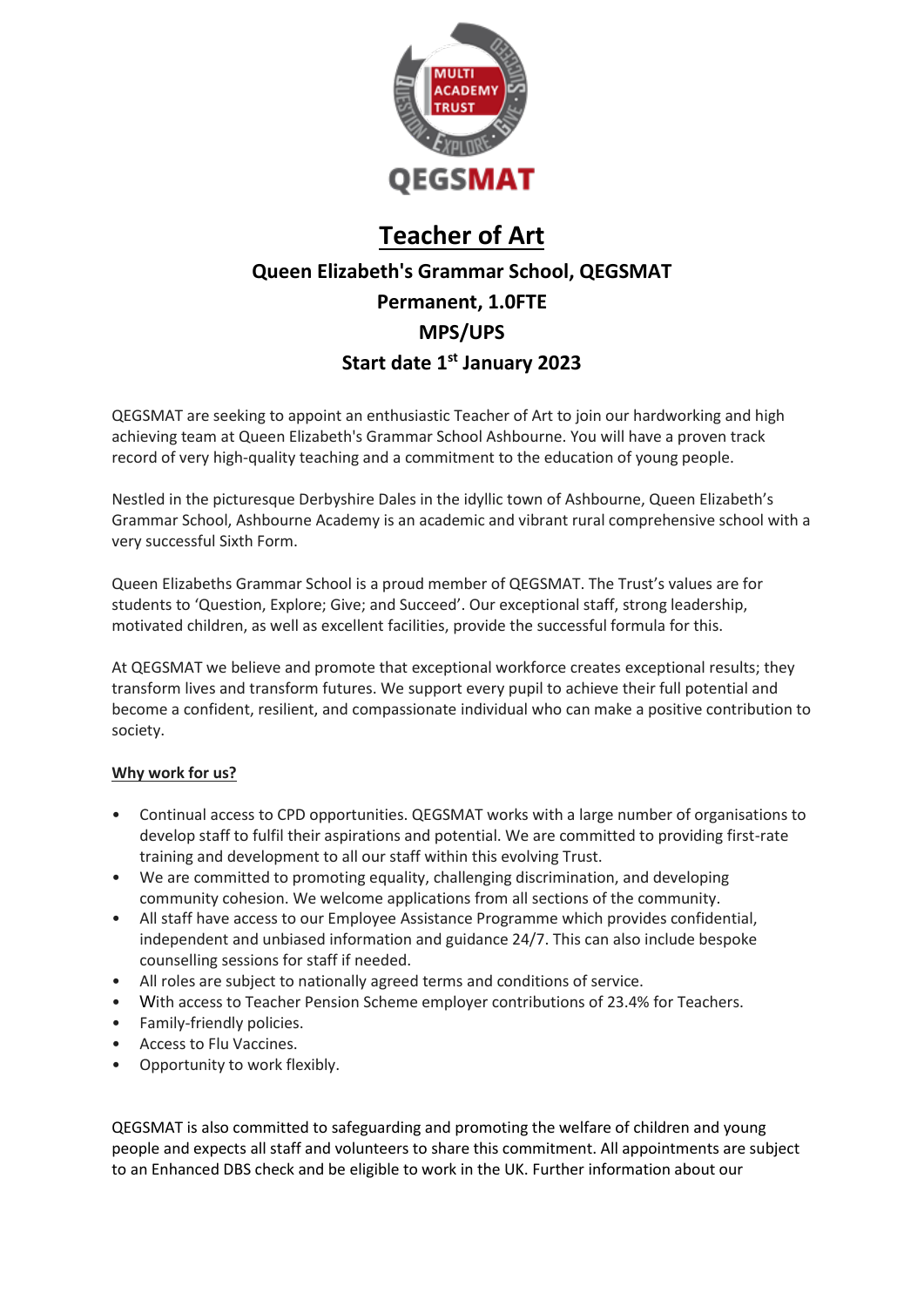# Teacher of Art

## Queen Elizabeth's Grammar School, QEGSMAT

## Permanent, 1.0FTE

## MPS/UPS

## Start date 1st January 2023

QEGSMAT are seeking to appoint an enthusiastic Teacher of Art to join our hardworking and high achieving team at Queen Elizabeth's Grammar School Ashbourne. You will have a proven track record of very high-quality teaching and a commitment to the education of young people.

Nestled in the picturesque Derbyshire Dales in the idyllic town of Ashbourne, Queen Elizabeth's Grammar School, Ashbourne Academy is an academic and vibrant rural comprehensive school with a very successful Sixth Form.

Queen Elizabeths Grammar School is a proud member of QEGSMAT. The Trust's values are for students to 'Question, Explore; Give; and Succeed'. Our exceptional staff, strong leadership, motivated children, as well as excellent facilities, provide the successful formula for this.

At QEGSMAT we believe and promote that exceptional workforce creates exceptional results; they transform lives and transform futures. We support every pupil to achieve their full potential and become a confident, resilient, and compassionate individual who can make a positive contribution to society.

**Why work for us?**

- Continual access to CPD opportunities. QEGSMAT works with a large number of organisations to develop staff to fulfil their aspirations and potential. We are committed to providing first-rate training and development to all our staff within this evolving Trust.
- We are committed to promoting equality, challenging discrimination, and developing community cohesion. We welcome applications from all sections of the community.
- All staff have access to our Employee Assistance Programme which provides confidential, independent and unbiased information and guidance 24/7. This can also include bespoke counselling sessions for staff if needed.
- All roles are subject to nationally agreed terms and conditions of service.
- With access to Teacher Pension Scheme employer contributions of 23.4% for Teachers.
- Family-friendly policies.
- Access to Flu Vaccines.
- Opportunity to work flexibly.

QEGSMAT is also committed to safeguarding and promoting the welfare of children and young people and expects all staff and volunteers to share this commitment. All appointments are subject to an Enhanced DBS check and be eligible to work in the UK. Further information about our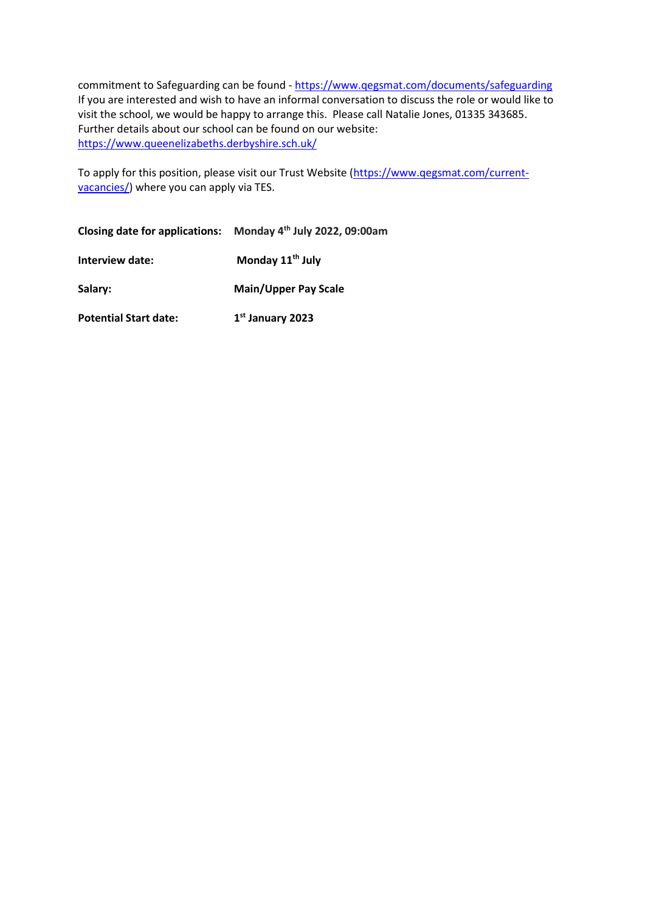commitment to Safeguarding can be found - https://www.qegsmat.com/documents/safeguarding
If you are interested and wish to have an informal conversation to discuss the role or would like to visit the school, we would be happy to arrange this. Please call Natalie Jones, 01335 343685. Further details about our school can be found on our website: https://www.queenelizabeths.derbyshire.sch.uk/

To apply for this position, please visit our Trust Website (https://www.qegsmat.com/current-vacancies/) where you can apply via TES.

**Closing date for applications:** **Monday 4th July 2022, 09:00am**

**Interview date:** **Monday 11th July**

**Salary:** **Main/Upper Pay Scale**

**Potential Start date:** **1st January 2023**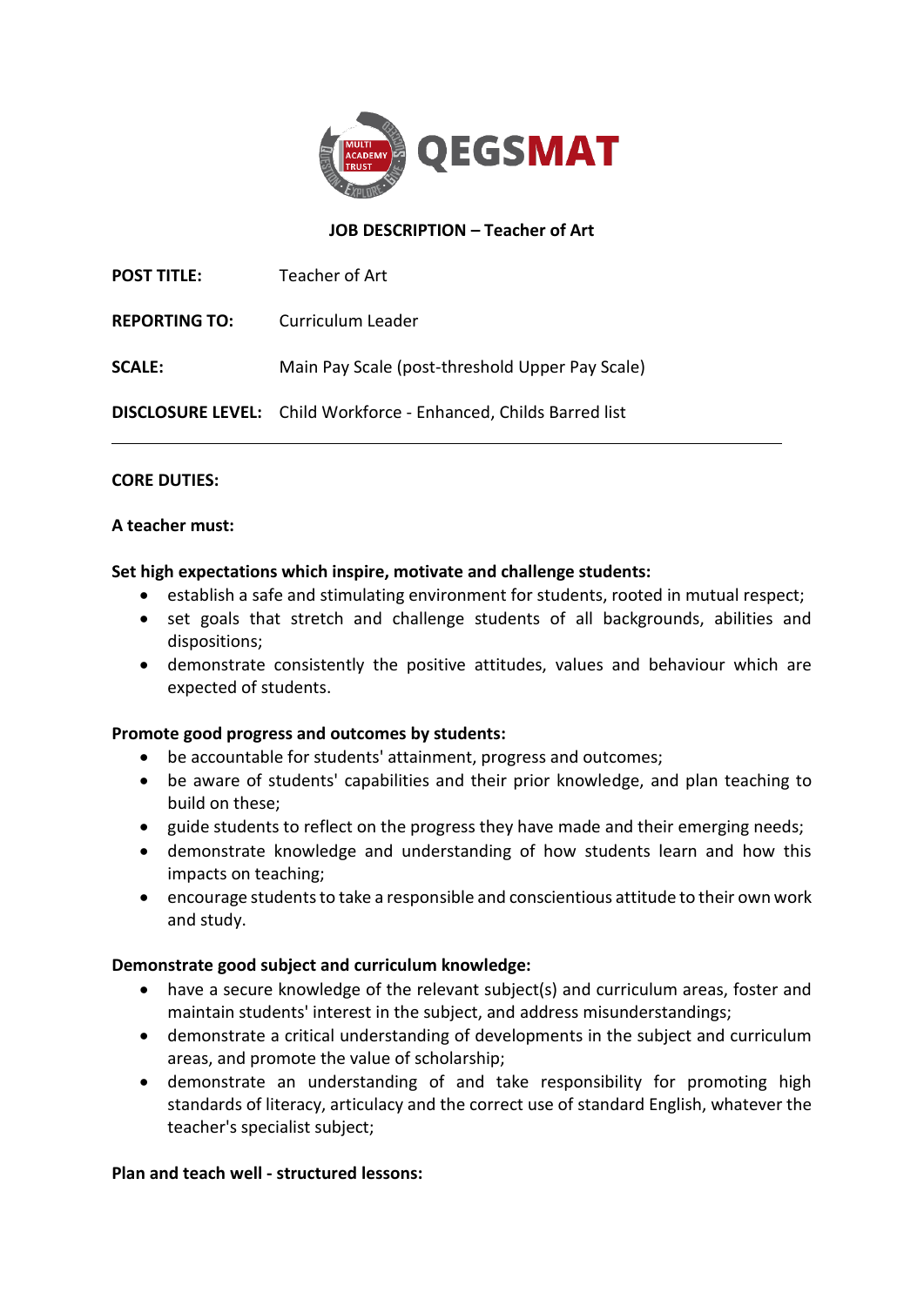**JOB DESCRIPTION – Teacher of Art**

**POST TITLE:** Teacher of Art

**REPORTING TO:** Curriculum Leader

**SCALE:** Main Pay Scale (post-threshold Upper Pay Scale)

**DISCLOSURE LEVEL:** Child Workforce - Enhanced, Childs Barred list

---

**CORE DUTIES:**

**A teacher must:**

**Set high expectations which inspire, motivate and challenge students:**

- establish a safe and stimulating environment for students, rooted in mutual respect;
- set goals that stretch and challenge students of all backgrounds, abilities and dispositions;
- demonstrate consistently the positive attitudes, values and behaviour which are expected of students.

**Promote good progress and outcomes by students:**

- be accountable for students' attainment, progress and outcomes;
- be aware of students' capabilities and their prior knowledge, and plan teaching to build on these;
- guide students to reflect on the progress they have made and their emerging needs;
- demonstrate knowledge and understanding of how students learn and how this impacts on teaching;
- encourage students to take a responsible and conscientious attitude to their own work and study.

**Demonstrate good subject and curriculum knowledge:**

- have a secure knowledge of the relevant subject(s) and curriculum areas, foster and maintain students' interest in the subject, and address misunderstandings;
- demonstrate a critical understanding of developments in the subject and curriculum areas, and promote the value of scholarship;
- demonstrate an understanding of and take responsibility for promoting high standards of literacy, articulacy and the correct use of standard English, whatever the teacher's specialist subject;

**Plan and teach well - structured lessons:**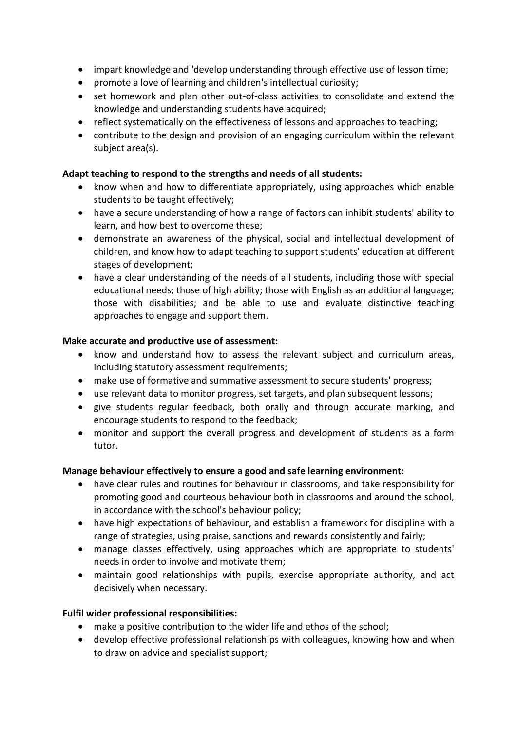- impart knowledge and 'develop understanding through effective use of lesson time;
- promote a love of learning and children's intellectual curiosity;
- set homework and plan other out-of-class activities to consolidate and extend the knowledge and understanding students have acquired;
- reflect systematically on the effectiveness of lessons and approaches to teaching;
- contribute to the design and provision of an engaging curriculum within the relevant subject area(s).

**Adapt teaching to respond to the strengths and needs of all students:**

- know when and how to differentiate appropriately, using approaches which enable students to be taught effectively;
- have a secure understanding of how a range of factors can inhibit students' ability to learn, and how best to overcome these;
- demonstrate an awareness of the physical, social and intellectual development of children, and know how to adapt teaching to support students' education at different stages of development;
- have a clear understanding of the needs of all students, including those with special educational needs; those of high ability; those with English as an additional language; those with disabilities; and be able to use and evaluate distinctive teaching approaches to engage and support them.

**Make accurate and productive use of assessment:**

- know and understand how to assess the relevant subject and curriculum areas, including statutory assessment requirements;
- make use of formative and summative assessment to secure students' progress;
- use relevant data to monitor progress, set targets, and plan subsequent lessons;
- give students regular feedback, both orally and through accurate marking, and encourage students to respond to the feedback;
- monitor and support the overall progress and development of students as a form tutor.

**Manage behaviour effectively to ensure a good and safe learning environment:**

- have clear rules and routines for behaviour in classrooms, and take responsibility for promoting good and courteous behaviour both in classrooms and around the school, in accordance with the school's behaviour policy;
- have high expectations of behaviour, and establish a framework for discipline with a range of strategies, using praise, sanctions and rewards consistently and fairly;
- manage classes effectively, using approaches which are appropriate to students' needs in order to involve and motivate them;
- maintain good relationships with pupils, exercise appropriate authority, and act decisively when necessary.

**Fulfil wider professional responsibilities:**

- make a positive contribution to the wider life and ethos of the school;
- develop effective professional relationships with colleagues, knowing how and when to draw on advice and specialist support;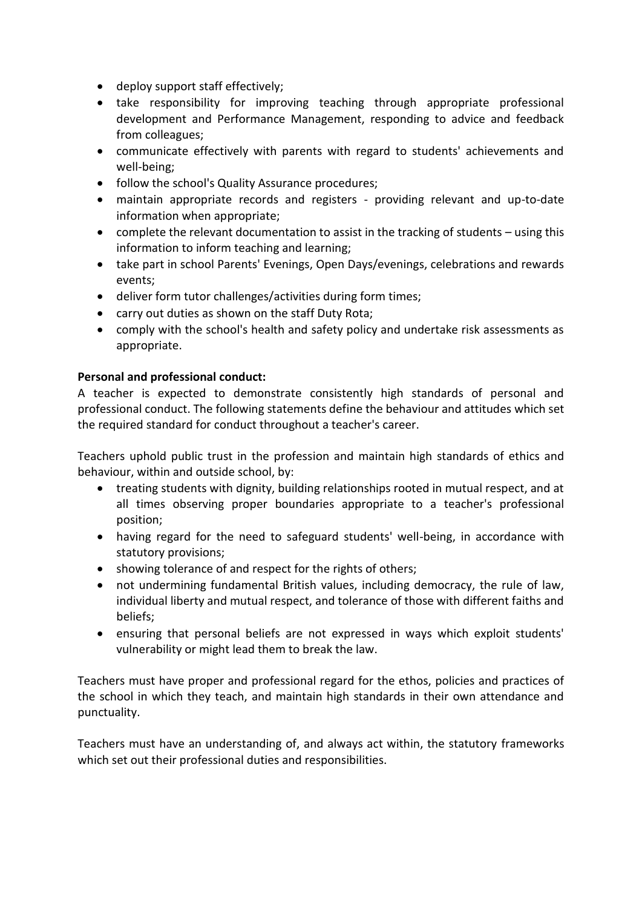- deploy support staff effectively;
- take responsibility for improving teaching through appropriate professional development and Performance Management, responding to advice and feedback from colleagues;
- communicate effectively with parents with regard to students' achievements and well-being;
- follow the school's Quality Assurance procedures;
- maintain appropriate records and registers - providing relevant and up-to-date information when appropriate;
- complete the relevant documentation to assist in the tracking of students – using this information to inform teaching and learning;
- take part in school Parents' Evenings, Open Days/evenings, celebrations and rewards events;
- deliver form tutor challenges/activities during form times;
- carry out duties as shown on the staff Duty Rota;
- comply with the school's health and safety policy and undertake risk assessments as appropriate.

**Personal and professional conduct:**

A teacher is expected to demonstrate consistently high standards of personal and professional conduct. The following statements define the behaviour and attitudes which set the required standard for conduct throughout a teacher's career.

Teachers uphold public trust in the profession and maintain high standards of ethics and behaviour, within and outside school, by:

- treating students with dignity, building relationships rooted in mutual respect, and at all times observing proper boundaries appropriate to a teacher's professional position;
- having regard for the need to safeguard students' well-being, in accordance with statutory provisions;
- showing tolerance of and respect for the rights of others;
- not undermining fundamental British values, including democracy, the rule of law, individual liberty and mutual respect, and tolerance of those with different faiths and beliefs;
- ensuring that personal beliefs are not expressed in ways which exploit students' vulnerability or might lead them to break the law.

Teachers must have proper and professional regard for the ethos, policies and practices of the school in which they teach, and maintain high standards in their own attendance and punctuality.

Teachers must have an understanding of, and always act within, the statutory frameworks which set out their professional duties and responsibilities.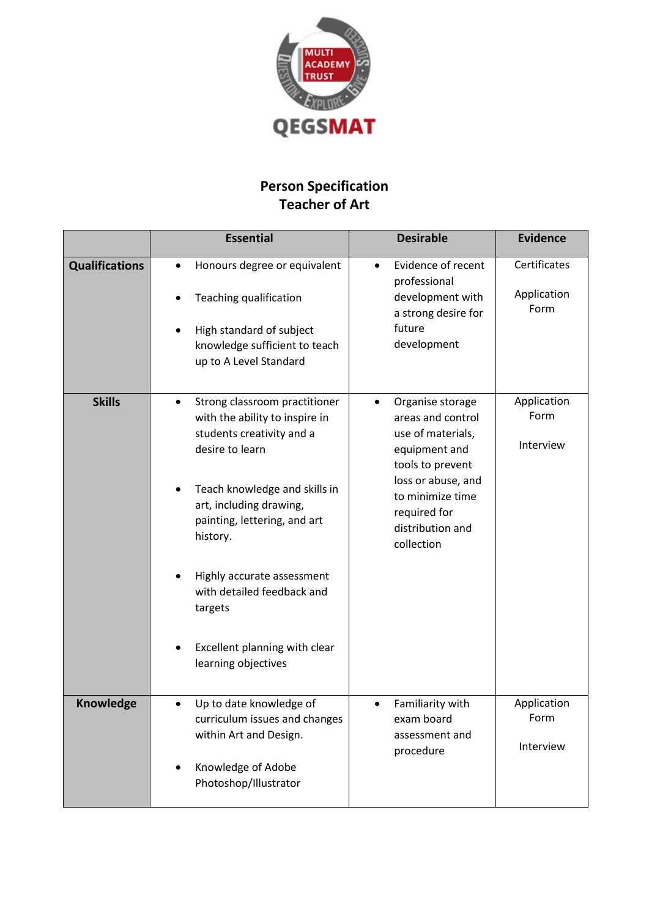QEGSMAT

# Person Specification
## Teacher of Art

| | Essential | Desirable | Evidence |
|---|---|---|---|
| **Qualifications** | • Honours degree or equivalent<br>• Teaching qualification<br>• High standard of subject knowledge sufficient to teach up to A Level Standard | • Evidence of recent professional development with a strong desire for future development | Certificates<br><br>Application Form |
| **Skills** | • Strong classroom practitioner with the ability to inspire in students creativity and a desire to learn<br>• Teach knowledge and skills in art, including drawing, painting, lettering, and art history.<br>• Highly accurate assessment with detailed feedback and targets<br>• Excellent planning with clear learning objectives | • Organise storage areas and control use of materials, equipment and tools to prevent loss or abuse, and to minimize time required for distribution and collection | Application Form<br><br>Interview |
| **Knowledge** | • Up to date knowledge of curriculum issues and changes within Art and Design.<br>• Knowledge of Adobe Photoshop/Illustrator | • Familiarity with exam board assessment and procedure | Application Form<br><br>Interview |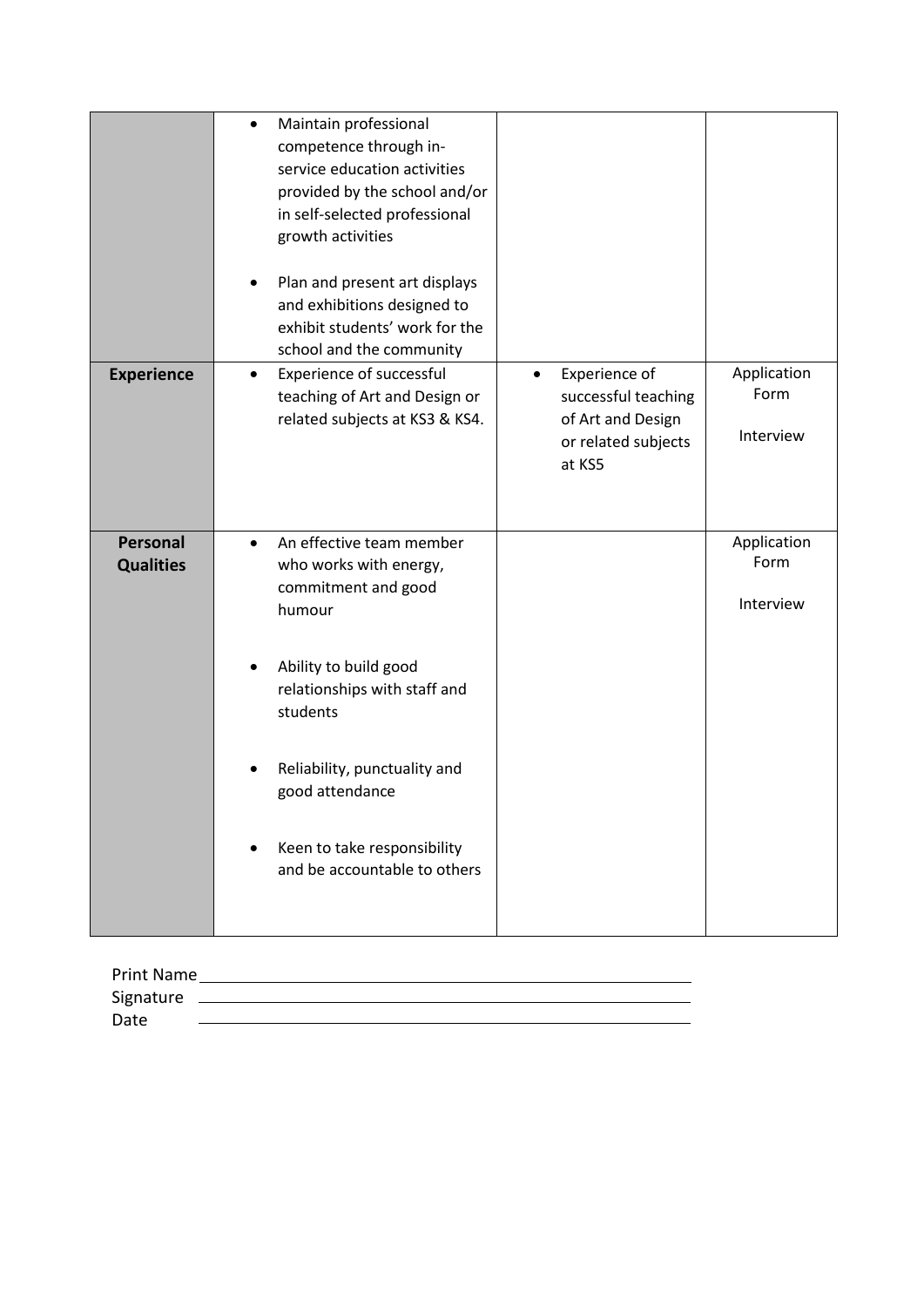| | | | |
|---|---|---|---|
| | • Maintain professional competence through in-service education activities provided by the school and/or in self-selected professional growth activities<br><br>• Plan and present art displays and exhibitions designed to exhibit students' work for the school and the community | | |
| **Experience** | • Experience of successful teaching of Art and Design or related subjects at KS3 & KS4. | • Experience of successful teaching of Art and Design or related subjects at KS5 | Application Form<br><br>Interview |
| **Personal Qualities** | • An effective team member who works with energy, commitment and good humour<br><br>• Ability to build good relationships with staff and students<br><br>• Reliability, punctuality and good attendance<br><br>• Keen to take responsibility and be accountable to others | | Application Form<br><br>Interview |

Print Name ______________________________

Signature ______________________________

Date ______________________________